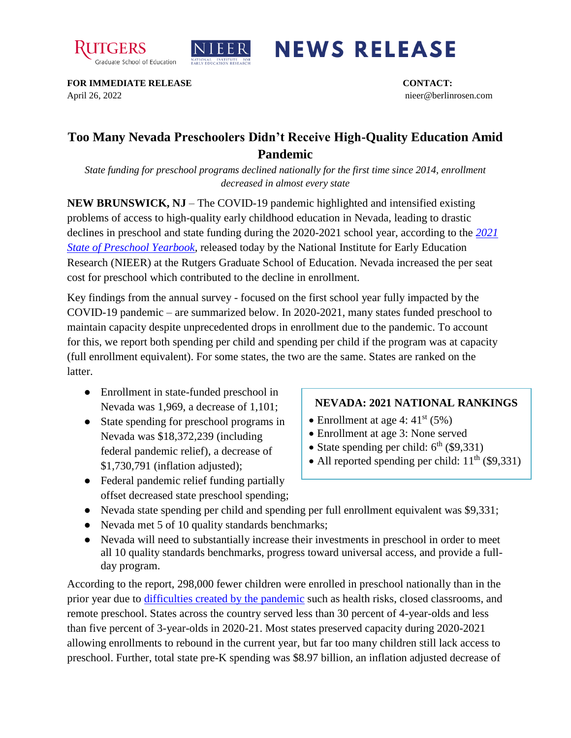RUTGERS Graduate School of Education | NIEER NATIONAL INSTITUTE FOR EARLY EDUCATION RESEARCH | **NEWS RELEASE**

**FOR IMMEDIATE RELEASE**
April 26, 2022

**CONTACT:**
nieer@berlinrosen.com

# Too Many Nevada Preschoolers Didn't Receive High-Quality Education Amid Pandemic

*State funding for preschool programs declined nationally for the first time since 2014, enrollment decreased in almost every state*

**NEW BRUNSWICK, NJ** – The COVID-19 pandemic highlighted and intensified existing problems of access to high-quality early childhood education in Nevada, leading to drastic declines in preschool and state funding during the 2020-2021 school year, according to the [*2021 State of Preschool Yearbook*](), released today by the National Institute for Early Education Research (NIEER) at the Rutgers Graduate School of Education. Nevada increased the per seat cost for preschool which contributed to the decline in enrollment.

Key findings from the annual survey - focused on the first school year fully impacted by the COVID-19 pandemic – are summarized below. In 2020-2021, many states funded preschool to maintain capacity despite unprecedented drops in enrollment due to the pandemic. To account for this, we report both spending per child and spending per child if the program was at capacity (full enrollment equivalent). For some states, the two are the same. States are ranked on the latter.

- Enrollment in state-funded preschool in Nevada was 1,969, a decrease of 1,101;
- State spending for preschool programs in Nevada was $18,372,239 (including federal pandemic relief), a decrease of $1,730,791 (inflation adjusted);
- Federal pandemic relief funding partially offset decreased state preschool spending;
- Nevada state spending per child and spending per full enrollment equivalent was $9,331;
- Nevada met 5 of 10 quality standards benchmarks;
- Nevada will need to substantially increase their investments in preschool in order to meet all 10 quality standards benchmarks, progress toward universal access, and provide a full-day program.

**NEVADA: 2021 NATIONAL RANKINGS**

- Enrollment at age 4: 41st (5%)
- Enrollment at age 3: None served
- State spending per child: 6th ($9,331)
- All reported spending per child: 11th ($9,331)

According to the report, 298,000 fewer children were enrolled in preschool nationally than in the prior year due to [difficulties created by the pandemic]() such as health risks, closed classrooms, and remote preschool. States across the country served less than 30 percent of 4-year-olds and less than five percent of 3-year-olds in 2020-21. Most states preserved capacity during 2020-2021 allowing enrollments to rebound in the current year, but far too many children still lack access to preschool. Further, total state pre-K spending was $8.97 billion, an inflation adjusted decrease of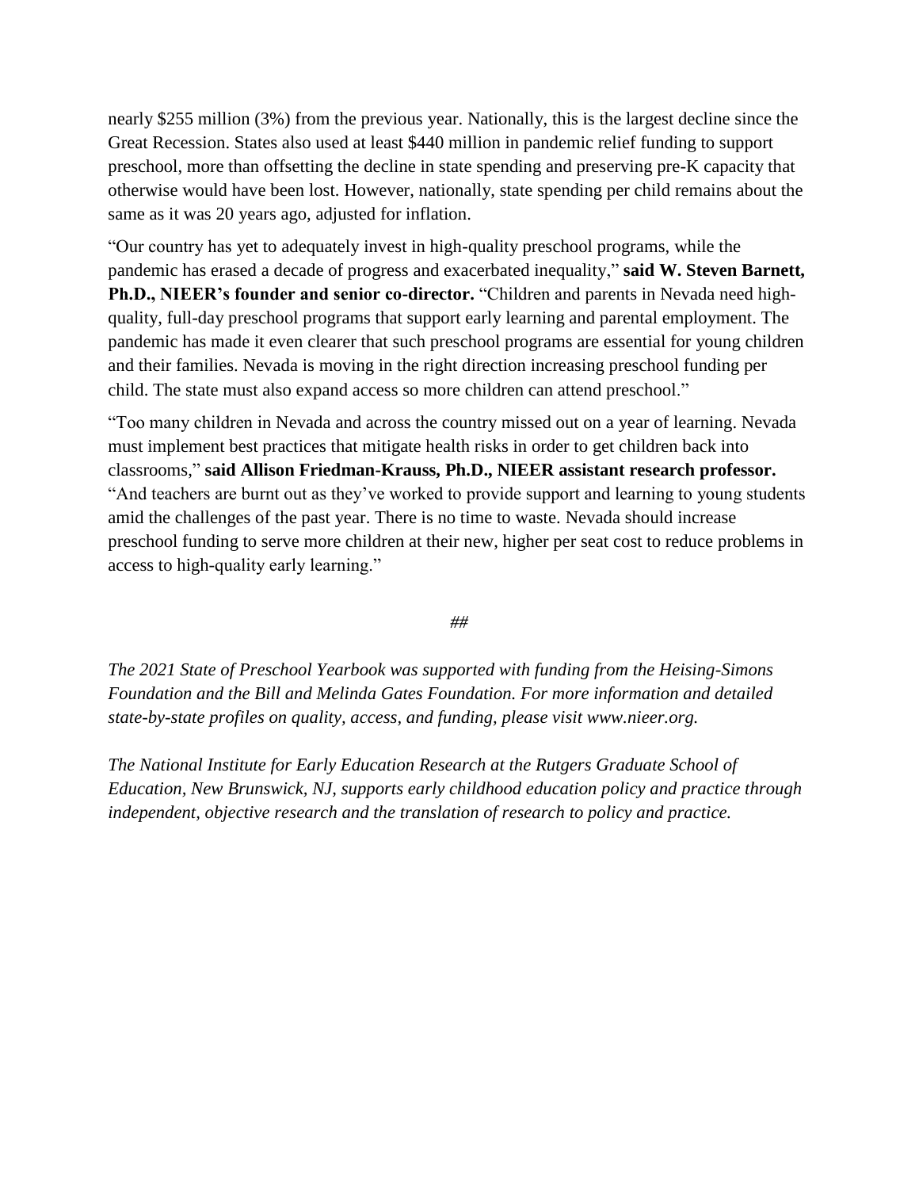nearly $255 million (3%) from the previous year. Nationally, this is the largest decline since the Great Recession. States also used at least $440 million in pandemic relief funding to support preschool, more than offsetting the decline in state spending and preserving pre-K capacity that otherwise would have been lost. However, nationally, state spending per child remains about the same as it was 20 years ago, adjusted for inflation.

"Our country has yet to adequately invest in high-quality preschool programs, while the pandemic has erased a decade of progress and exacerbated inequality," **said W. Steven Barnett, Ph.D., NIEER's founder and senior co-director.** "Children and parents in Nevada need high-quality, full-day preschool programs that support early learning and parental employment. The pandemic has made it even clearer that such preschool programs are essential for young children and their families. Nevada is moving in the right direction increasing preschool funding per child. The state must also expand access so more children can attend preschool."

"Too many children in Nevada and across the country missed out on a year of learning. Nevada must implement best practices that mitigate health risks in order to get children back into classrooms," **said Allison Friedman-Krauss, Ph.D., NIEER assistant research professor.** "And teachers are burnt out as they've worked to provide support and learning to young students amid the challenges of the past year. There is no time to waste. Nevada should increase preschool funding to serve more children at their new, higher per seat cost to reduce problems in access to high-quality early learning."

*##*

*The 2021 State of Preschool Yearbook was supported with funding from the Heising-Simons Foundation and the Bill and Melinda Gates Foundation. For more information and detailed state-by-state profiles on quality, access, and funding, please visit www.nieer.org.*

*The National Institute for Early Education Research at the Rutgers Graduate School of Education, New Brunswick, NJ, supports early childhood education policy and practice through independent, objective research and the translation of research to policy and practice.*